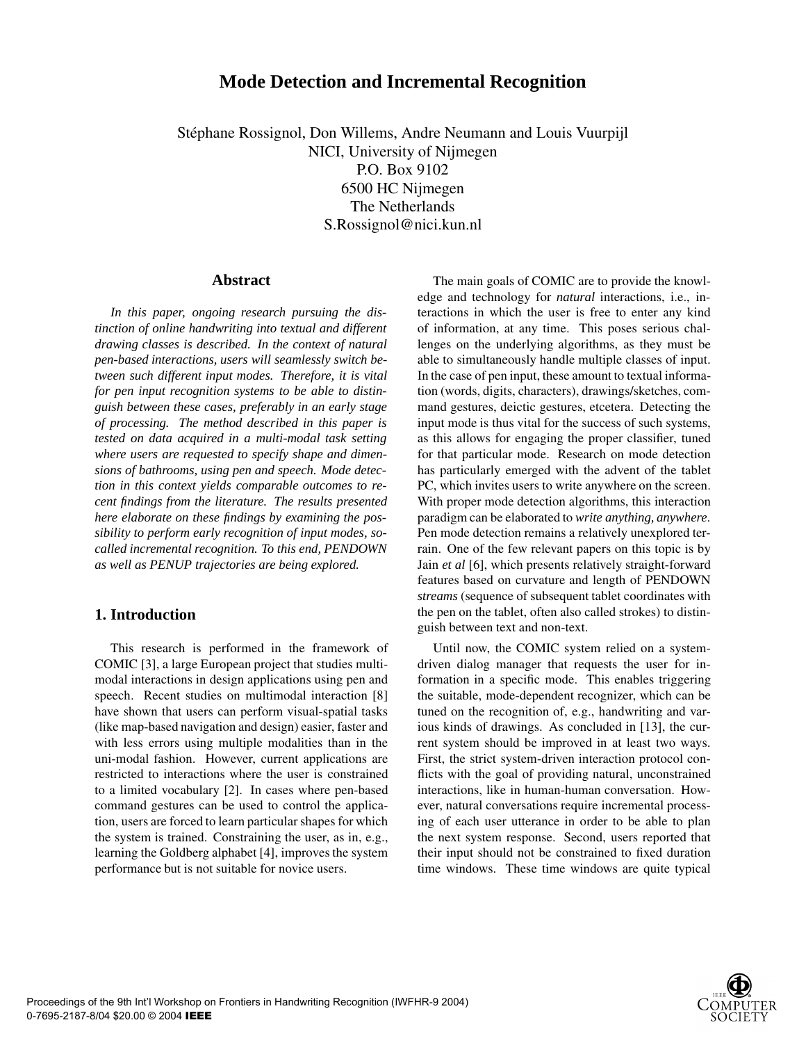# Mode Detection and Incremental Recognition

Stéphane Rossignol, Don Willems, Andre Neumann and Louis Vuurpijl
NICI, University of Nijmegen
P.O. Box 9102
6500 HC Nijmegen
The Netherlands
S.Rossignol@nici.kun.nl

## Abstract

*In this paper, ongoing research pursuing the distinction of online handwriting into textual and different drawing classes is described. In the context of natural pen-based interactions, users will seamlessly switch between such different input modes. Therefore, it is vital for pen input recognition systems to be able to distinguish between these cases, preferably in an early stage of processing. The method described in this paper is tested on data acquired in a multi-modal task setting where users are requested to specify shape and dimensions of bathrooms, using pen and speech. Mode detection in this context yields comparable outcomes to recent findings from the literature. The results presented here elaborate on these findings by examining the possibility to perform early recognition of input modes, so-called incremental recognition. To this end, PENDOWN as well as PENUP trajectories are being explored.*

## 1. Introduction

This research is performed in the framework of COMIC [3], a large European project that studies multimodal interactions in design applications using pen and speech. Recent studies on multimodal interaction [8] have shown that users can perform visual-spatial tasks (like map-based navigation and design) easier, faster and with less errors using multiple modalities than in the uni-modal fashion. However, current applications are restricted to interactions where the user is constrained to a limited vocabulary [2]. In cases where pen-based command gestures can be used to control the application, users are forced to learn particular shapes for which the system is trained. Constraining the user, as in, e.g., learning the Goldberg alphabet [4], improves the system performance but is not suitable for novice users.

The main goals of COMIC are to provide the knowledge and technology for *natural* interactions, i.e., interactions in which the user is free to enter any kind of information, at any time. This poses serious challenges on the underlying algorithms, as they must be able to simultaneously handle multiple classes of input. In the case of pen input, these amount to textual information (words, digits, characters), drawings/sketches, command gestures, deictic gestures, etcetera. Detecting the input mode is thus vital for the success of such systems, as this allows for engaging the proper classifier, tuned for that particular mode. Research on mode detection has particularly emerged with the advent of the tablet PC, which invites users to write anywhere on the screen. With proper mode detection algorithms, this interaction paradigm can be elaborated to *write anything, anywhere*. Pen mode detection remains a relatively unexplored terrain. One of the few relevant papers on this topic is by Jain *et al* [6], which presents relatively straight-forward features based on curvature and length of PENDOWN *streams* (sequence of subsequent tablet coordinates with the pen on the tablet, often also called strokes) to distinguish between text and non-text.

Until now, the COMIC system relied on a system-driven dialog manager that requests the user for information in a specific mode. This enables triggering the suitable, mode-dependent recognizer, which can be tuned on the recognition of, e.g., handwriting and various kinds of drawings. As concluded in [13], the current system should be improved in at least two ways. First, the strict system-driven interaction protocol conflicts with the goal of providing natural, unconstrained interactions, like in human-human conversation. However, natural conversations require incremental processing of each user utterance in order to be able to plan the next system response. Second, users reported that their input should not be constrained to fixed duration time windows. These time windows are quite typical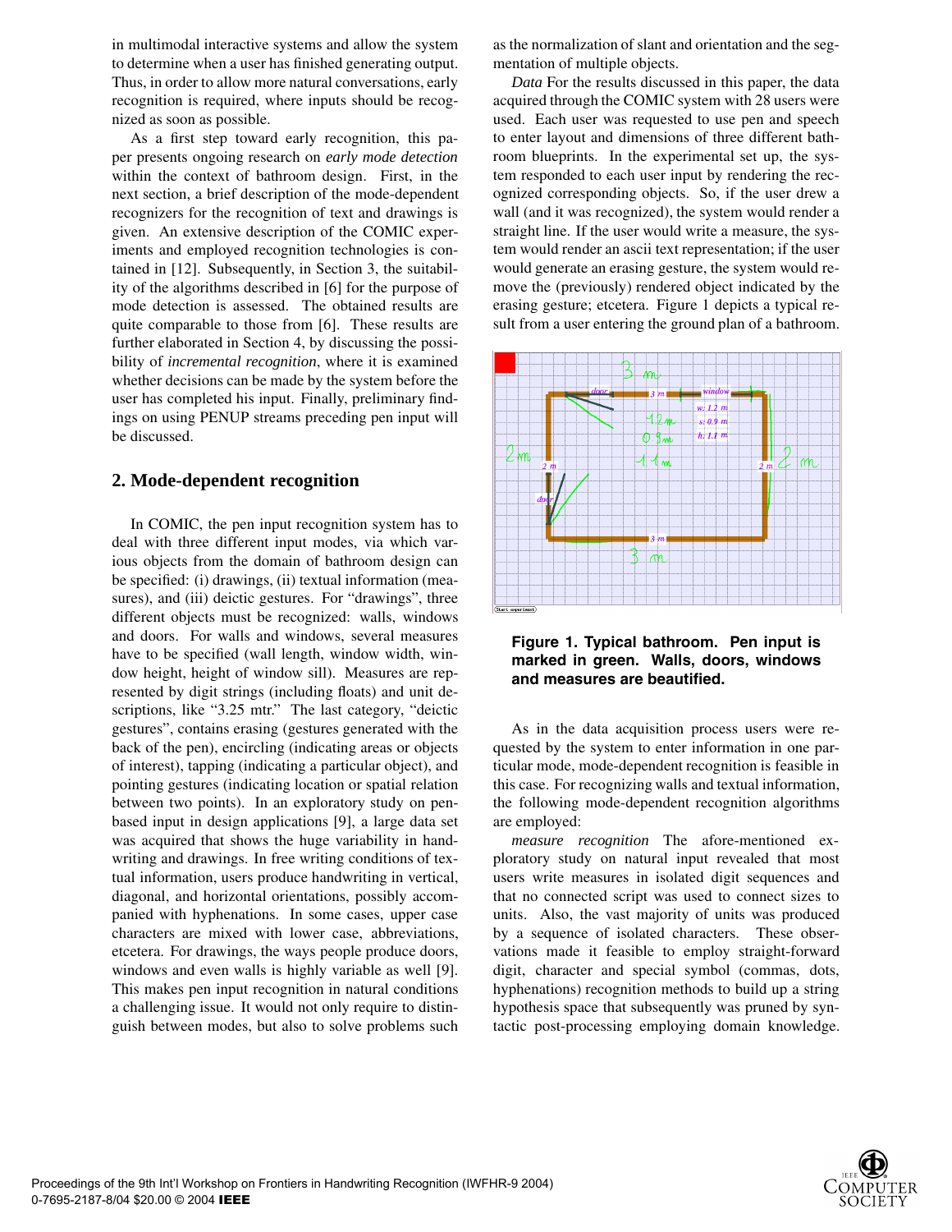in multimodal interactive systems and allow the system to determine when a user has finished generating output. Thus, in order to allow more natural conversations, early recognition is required, where inputs should be recognized as soon as possible.

As a first step toward early recognition, this paper presents ongoing research on *early mode detection* within the context of bathroom design. First, in the next section, a brief description of the mode-dependent recognizers for the recognition of text and drawings is given. An extensive description of the COMIC experiments and employed recognition technologies is contained in [12]. Subsequently, in Section 3, the suitability of the algorithms described in [6] for the purpose of mode detection is assessed. The obtained results are quite comparable to those from [6]. These results are further elaborated in Section 4, by discussing the possibility of *incremental recognition*, where it is examined whether decisions can be made by the system before the user has completed his input. Finally, preliminary findings on using PENUP streams preceding pen input will be discussed.

## 2. Mode-dependent recognition

In COMIC, the pen input recognition system has to deal with three different input modes, via which various objects from the domain of bathroom design can be specified: (i) drawings, (ii) textual information (measures), and (iii) deictic gestures. For "drawings", three different objects must be recognized: walls, windows and doors. For walls and windows, several measures have to be specified (wall length, window width, window height, height of window sill). Measures are represented by digit strings (including floats) and unit descriptions, like "3.25 mtr." The last category, "deictic gestures", contains erasing (gestures generated with the back of the pen), encircling (indicating areas or objects of interest), tapping (indicating a particular object), and pointing gestures (indicating location or spatial relation between two points). In an exploratory study on pen-based input in design applications [9], a large data set was acquired that shows the huge variability in handwriting and drawings. In free writing conditions of textual information, users produce handwriting in vertical, diagonal, and horizontal orientations, possibly accompanied with hyphenations. In some cases, upper case characters are mixed with lower case, abbreviations, etcetera. For drawings, the ways people produce doors, windows and even walls is highly variable as well [9]. This makes pen input recognition in natural conditions a challenging issue. It would not only require to distinguish between modes, but also to solve problems such as the normalization of slant and orientation and the segmentation of multiple objects.

*Data* For the results discussed in this paper, the data acquired through the COMIC system with 28 users were used. Each user was requested to use pen and speech to enter layout and dimensions of three different bathroom blueprints. In the experimental set up, the system responded to each user input by rendering the recognized corresponding objects. So, if the user drew a wall (and it was recognized), the system would render a straight line. If the user would write a measure, the system would render an ascii text representation; if the user would generate an erasing gesture, the system would remove the (previously) rendered object indicated by the erasing gesture; etcetera. Figure 1 depicts a typical result from a user entering the ground plan of a bathroom.

**Figure 1. Typical bathroom. Pen input is marked in green. Walls, doors, windows and measures are beautified.**

As in the data acquisition process users were requested by the system to enter information in one particular mode, mode-dependent recognition is feasible in this case. For recognizing walls and textual information, the following mode-dependent recognition algorithms are employed:

*measure recognition* The afore-mentioned exploratory study on natural input revealed that most users write measures in isolated digit sequences and that no connected script was used to connect sizes to units. Also, the vast majority of units was produced by a sequence of isolated characters. These observations made it feasible to employ straight-forward digit, character and special symbol (commas, dots, hyphenations) recognition methods to build up a string hypothesis space that subsequently was pruned by syntactic post-processing employing domain knowledge.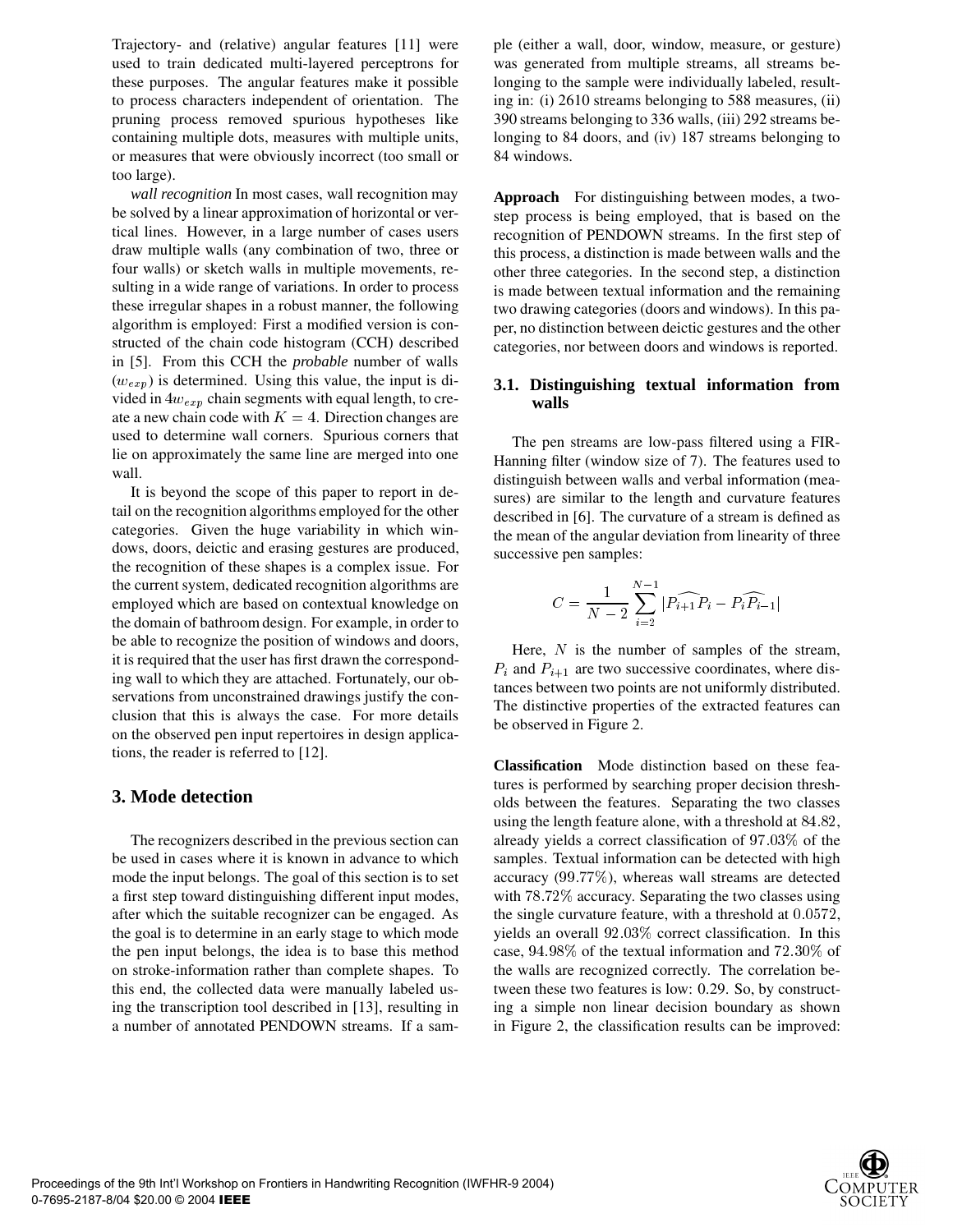Trajectory- and (relative) angular features [11] were used to train dedicated multi-layered perceptrons for these purposes. The angular features make it possible to process characters independent of orientation. The pruning process removed spurious hypotheses like containing multiple dots, measures with multiple units, or measures that were obviously incorrect (too small or too large).

*wall recognition* In most cases, wall recognition may be solved by a linear approximation of horizontal or vertical lines. However, in a large number of cases users draw multiple walls (any combination of two, three or four walls) or sketch walls in multiple movements, resulting in a wide range of variations. In order to process these irregular shapes in a robust manner, the following algorithm is employed: First a modified version is constructed of the chain code histogram (CCH) described in [5]. From this CCH the *probable* number of walls ($w_{exp}$) is determined. Using this value, the input is divided in $4w_{exp}$ chain segments with equal length, to create a new chain code with $K = 4$. Direction changes are used to determine wall corners. Spurious corners that lie on approximately the same line are merged into one wall.

It is beyond the scope of this paper to report in detail on the recognition algorithms employed for the other categories. Given the huge variability in which windows, doors, deictic and erasing gestures are produced, the recognition of these shapes is a complex issue. For the current system, dedicated recognition algorithms are employed which are based on contextual knowledge on the domain of bathroom design. For example, in order to be able to recognize the position of windows and doors, it is required that the user has first drawn the corresponding wall to which they are attached. Fortunately, our observations from unconstrained drawings justify the conclusion that this is always the case. For more details on the observed pen input repertoires in design applications, the reader is referred to [12].

## 3. Mode detection

The recognizers described in the previous section can be used in cases where it is known in advance to which mode the input belongs. The goal of this section is to set a first step toward distinguishing different input modes, after which the suitable recognizer can be engaged. As the goal is to determine in an early stage to which mode the pen input belongs, the idea is to base this method on stroke-information rather than complete shapes. To this end, the collected data were manually labeled using the transcription tool described in [13], resulting in a number of annotated PENDOWN streams. If a sample (either a wall, door, window, measure, or gesture) was generated from multiple streams, all streams belonging to the sample were individually labeled, resulting in: (i) 2610 streams belonging to 588 measures, (ii) 390 streams belonging to 336 walls, (iii) 292 streams belonging to 84 doors, and (iv) 187 streams belonging to 84 windows.

**Approach** For distinguishing between modes, a two-step process is being employed, that is based on the recognition of PENDOWN streams. In the first step of this process, a distinction is made between walls and the other three categories. In the second step, a distinction is made between textual information and the remaining two drawing categories (doors and windows). In this paper, no distinction between deictic gestures and the other categories, nor between doors and windows is reported.

### 3.1. Distinguishing textual information from walls

The pen streams are low-pass filtered using a FIR-Hanning filter (window size of 7). The features used to distinguish between walls and verbal information (measures) are similar to the length and curvature features described in [6]. The curvature of a stream is defined as the mean of the angular deviation from linearity of three successive pen samples:

$$C = \frac{1}{N-2} \sum_{i=2}^{N-1} |\widehat{P_{i+1}P_i} - \widehat{P_iP_{i-1}}|$$

Here, $N$ is the number of samples of the stream, $P_i$ and $P_{i+1}$ are two successive coordinates, where distances between two points are not uniformly distributed. The distinctive properties of the extracted features can be observed in Figure 2.

**Classification** Mode distinction based on these features is performed by searching proper decision thresholds between the features. Separating the two classes using the length feature alone, with a threshold at $84.82$, already yields a correct classification of $97.03\%$ of the samples. Textual information can be detected with high accuracy ($99.77\%$), whereas wall streams are detected with $78.72\%$ accuracy. Separating the two classes using the single curvature feature, with a threshold at $0.0572$, yields an overall $92.03\%$ correct classification. In this case, $94.98\%$ of the textual information and $72.30\%$ of the walls are recognized correctly. The correlation between these two features is low: $0.29$. So, by constructing a simple non linear decision boundary as shown in Figure 2, the classification results can be improved: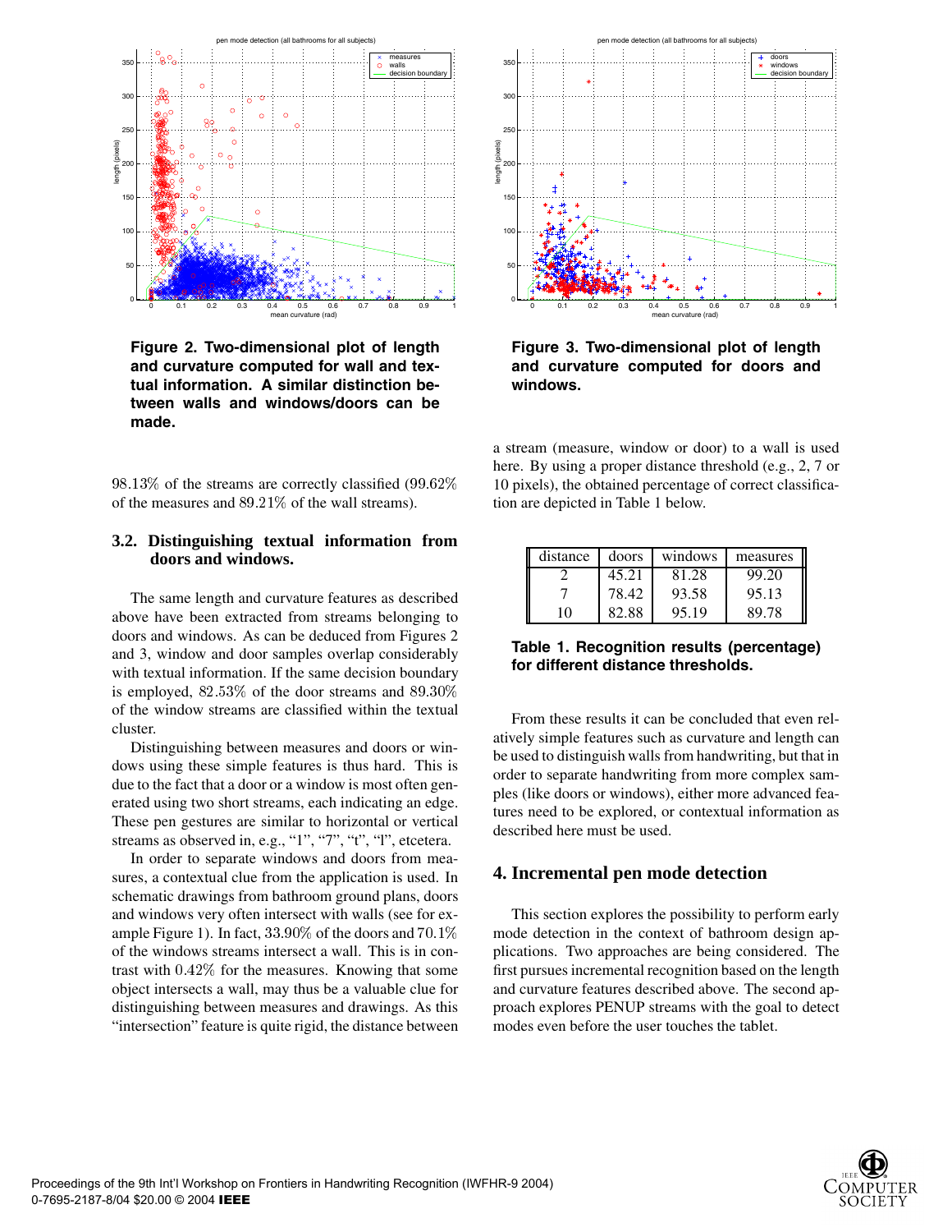**Figure 2. Two-dimensional plot of length and curvature computed for wall and textual information. A similar distinction between walls and windows/doors can be made.**

**Figure 3. Two-dimensional plot of length and curvature computed for doors and windows.**

98.13% of the streams are correctly classified (99.62% of the measures and 89.21% of the wall streams).

### 3.2. Distinguishing textual information from doors and windows.

The same length and curvature features as described above have been extracted from streams belonging to doors and windows. As can be deduced from Figures 2 and 3, window and door samples overlap considerably with textual information. If the same decision boundary is employed, 82.53% of the door streams and 89.30% of the window streams are classified within the textual cluster.

Distinguishing between measures and doors or windows using these simple features is thus hard. This is due to the fact that a door or a window is most often generated using two short streams, each indicating an edge. These pen gestures are similar to horizontal or vertical streams as observed in, e.g., "1", "7", "t", "l", etcetera.

In order to separate windows and doors from measures, a contextual clue from the application is used. In schematic drawings from bathroom ground plans, doors and windows very often intersect with walls (see for example Figure 1). In fact, 33.90% of the doors and 70.1% of the windows streams intersect a wall. This is in contrast with 0.42% for the measures. Knowing that some object intersects a wall, may thus be a valuable clue for distinguishing between measures and drawings. As this "intersection" feature is quite rigid, the distance between a stream (measure, window or door) to a wall is used here. By using a proper distance threshold (e.g., 2, 7 or 10 pixels), the obtained percentage of correct classification are depicted in Table 1 below.

| distance | doors | windows | measures |
|---|---|---|---|
| 2 | 45.21 | 81.28 | 99.20 |
| 7 | 78.42 | 93.58 | 95.13 |
| 10 | 82.88 | 95.19 | 89.78 |

**Table 1. Recognition results (percentage) for different distance thresholds.**

From these results it can be concluded that even relatively simple features such as curvature and length can be used to distinguish walls from handwriting, but that in order to separate handwriting from more complex samples (like doors or windows), either more advanced features need to be explored, or contextual information as described here must be used.

## 4. Incremental pen mode detection

This section explores the possibility to perform early mode detection in the context of bathroom design applications. Two approaches are being considered. The first pursues incremental recognition based on the length and curvature features described above. The second approach explores PENUP streams with the goal to detect modes even before the user touches the tablet.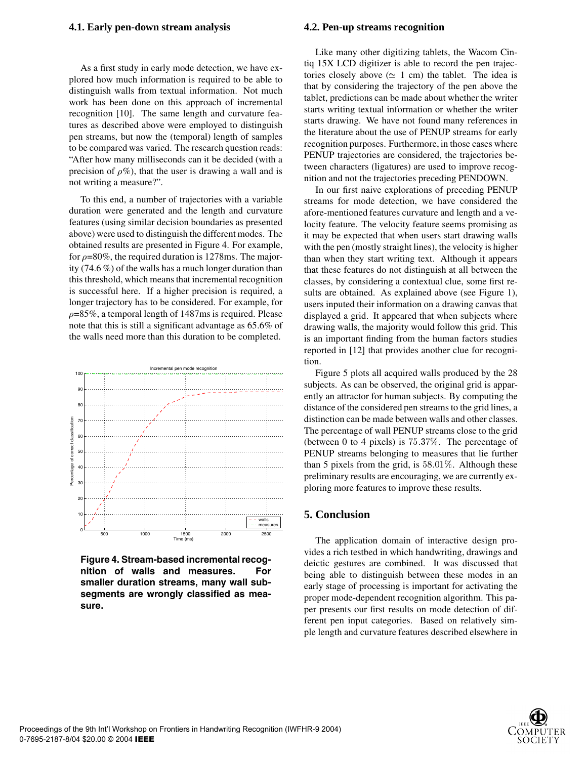### 4.1. Early pen-down stream analysis

As a first study in early mode detection, we have explored how much information is required to be able to distinguish walls from textual information. Not much work has been done on this approach of incremental recognition [10]. The same length and curvature features as described above were employed to distinguish pen streams, but now the (temporal) length of samples to be compared was varied. The research question reads: "After how many milliseconds can it be decided (with a precision of $\rho$%), that the user is drawing a wall and is not writing a measure?".

To this end, a number of trajectories with a variable duration were generated and the length and curvature features (using similar decision boundaries as presented above) were used to distinguish the different modes. The obtained results are presented in Figure 4. For example, for $\rho$=80%, the required duration is 1278ms. The majority (74.6 %) of the walls has a much longer duration than this threshold, which means that incremental recognition is successful here. If a higher precision is required, a longer trajectory has to be considered. For example, for $\rho$=85%, a temporal length of 1487ms is required. Please note that this is still a significant advantage as 65.6% of the walls need more than this duration to be completed.

**Figure 4. Stream-based incremental recognition of walls and measures. For smaller duration streams, many wall sub-segments are wrongly classified as measure.**

### 4.2. Pen-up streams recognition

Like many other digitizing tablets, the Wacom Cintiq 15X LCD digitizer is able to record the pen trajectories closely above ($\simeq$ 1 cm) the tablet. The idea is that by considering the trajectory of the pen above the tablet, predictions can be made about whether the writer starts writing textual information or whether the writer starts drawing. We have not found many references in the literature about the use of PENUP streams for early recognition purposes. Furthermore, in those cases where PENUP trajectories are considered, the trajectories between characters (ligatures) are used to improve recognition and not the trajectories preceding PENDOWN.

In our first naive explorations of preceding PENUP streams for mode detection, we have considered the afore-mentioned features curvature and length and a velocity feature. The velocity feature seems promising as it may be expected that when users start drawing walls with the pen (mostly straight lines), the velocity is higher than when they start writing text. Although it appears that these features do not distinguish at all between the classes, by considering a contextual clue, some first results are obtained. As explained above (see Figure 1), users inputed their information on a drawing canvas that displayed a grid. It appeared that when subjects where drawing walls, the majority would follow this grid. This is an important finding from the human factors studies reported in [12] that provides another clue for recognition.

Figure 5 plots all acquired walls produced by the 28 subjects. As can be observed, the original grid is apparently an attractor for human subjects. By computing the distance of the considered pen streams to the grid lines, a distinction can be made between walls and other classes. The percentage of wall PENUP streams close to the grid (between 0 to 4 pixels) is $75.37\%$. The percentage of PENUP streams belonging to measures that lie further than 5 pixels from the grid, is $58.01\%$. Although these preliminary results are encouraging, we are currently exploring more features to improve these results.

## 5. Conclusion

The application domain of interactive design provides a rich testbed in which handwriting, drawings and deictic gestures are combined. It was discussed that being able to distinguish between these modes in an early stage of processing is important for activating the proper mode-dependent recognition algorithm. This paper presents our first results on mode detection of different pen input categories. Based on relatively simple length and curvature features described elsewhere in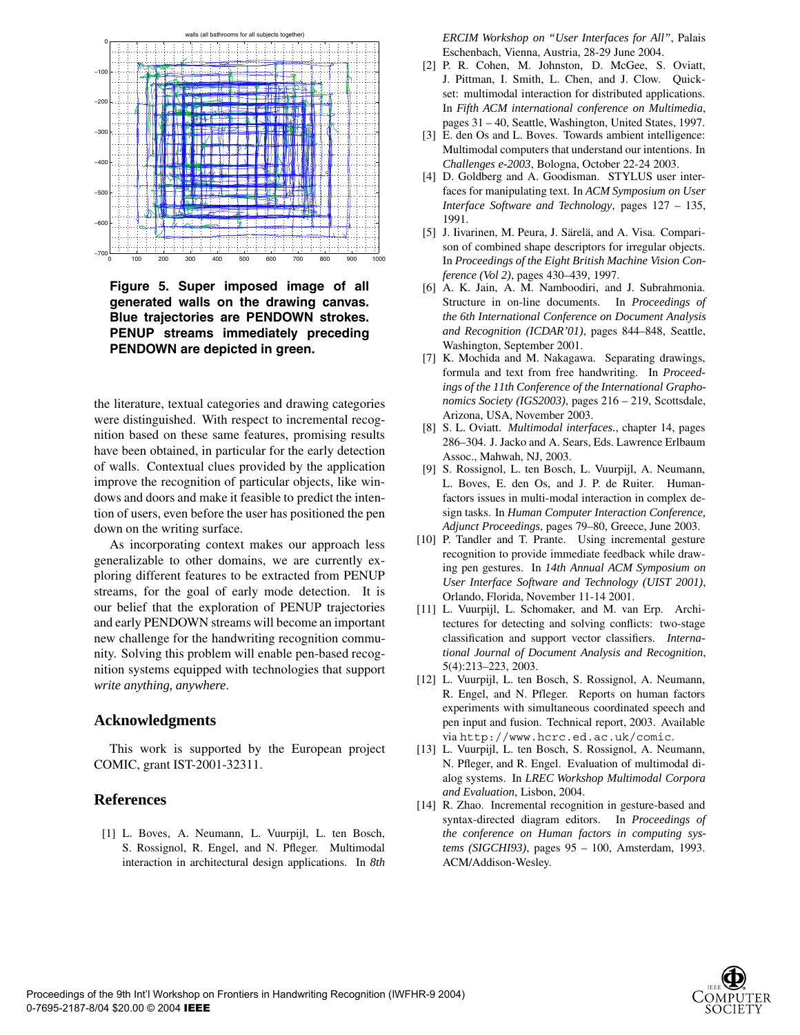walls (all bathrooms for all subjects together)

0
−100
−200
−300
−400
−500
−600
−700

0 100 200 300 400 500 600 700 800 900 1000

**Figure 5. Super imposed image of all generated walls on the drawing canvas. Blue trajectories are PENDOWN strokes. PENUP streams immediately preceding PENDOWN are depicted in green.**

the literature, textual categories and drawing categories were distinguished. With respect to incremental recognition based on these same features, promising results have been obtained, in particular for the early detection of walls. Contextual clues provided by the application improve the recognition of particular objects, like windows and doors and make it feasible to predict the intention of users, even before the user has positioned the pen down on the writing surface.

As incorporating context makes our approach less generalizable to other domains, we are currently exploring different features to be extracted from PENUP streams, for the goal of early mode detection. It is our belief that the exploration of PENUP trajectories and early PENDOWN streams will become an important new challenge for the handwriting recognition community. Solving this problem will enable pen-based recognition systems equipped with technologies that support *write anything, anywhere*.

## Acknowledgments

This work is supported by the European project COMIC, grant IST-2001-32311.

## References

[1] L. Boves, A. Neumann, L. Vuurpijl, L. ten Bosch, S. Rossignol, R. Engel, and N. Pfleger. Multimodal interaction in architectural design applications. In *8th ERCIM Workshop on "User Interfaces for All"*, Palais Eschenbach, Vienna, Austria, 28-29 June 2004.

[2] P. R. Cohen, M. Johnston, D. McGee, S. Oviatt, J. Pittman, I. Smith, L. Chen, and J. Clow. Quickset: multimodal interaction for distributed applications. In *Fifth ACM international conference on Multimedia*, pages 31 – 40, Seattle, Washington, United States, 1997.

[3] E. den Os and L. Boves. Towards ambient intelligence: Multimodal computers that understand our intentions. In *Challenges e-2003*, Bologna, October 22-24 2003.

[4] D. Goldberg and A. Goodisman. STYLUS user interfaces for manipulating text. In *ACM Symposium on User Interface Software and Technology*, pages 127 – 135, 1991.

[5] J. Iivarinen, M. Peura, J. Särelä, and A. Visa. Comparison of combined shape descriptors for irregular objects. In *Proceedings of the Eight British Machine Vision Conference (Vol 2)*, pages 430–439, 1997.

[6] A. K. Jain, A. M. Namboodiri, and J. Subrahmonia. Structure in on-line documents. In *Proceedings of the 6th International Conference on Document Analysis and Recognition (ICDAR'01)*, pages 844–848, Seattle, Washington, September 2001.

[7] K. Mochida and M. Nakagawa. Separating drawings, formula and text from free handwriting. In *Proceedings of the 11th Conference of the International Graphonomics Society (IGS2003)*, pages 216 – 219, Scottsdale, Arizona, USA, November 2003.

[8] S. L. Oviatt. *Multimodal interfaces.*, chapter 14, pages 286–304. J. Jacko and A. Sears, Eds. Lawrence Erlbaum Assoc., Mahwah, NJ, 2003.

[9] S. Rossignol, L. ten Bosch, L. Vuurpijl, A. Neumann, L. Boves, E. den Os, and J. P. de Ruiter. Human-factors issues in multi-modal interaction in complex design tasks. In *Human Computer Interaction Conference, Adjunct Proceedings*, pages 79–80, Greece, June 2003.

[10] P. Tandler and T. Prante. Using incremental gesture recognition to provide immediate feedback while drawing pen gestures. In *14th Annual ACM Symposium on User Interface Software and Technology (UIST 2001)*, Orlando, Florida, November 11-14 2001.

[11] L. Vuurpijl, L. Schomaker, and M. van Erp. Architectures for detecting and solving conflicts: two-stage classification and support vector classifiers. *International Journal of Document Analysis and Recognition*, 5(4):213–223, 2003.

[12] L. Vuurpijl, L. ten Bosch, S. Rossignol, A. Neumann, R. Engel, and N. Pfleger. Reports on human factors experiments with simultaneous coordinated speech and pen input and fusion. Technical report, 2003. Available via `http://www.hcrc.ed.ac.uk/comic`.

[13] L. Vuurpijl, L. ten Bosch, S. Rossignol, A. Neumann, N. Pfleger, and R. Engel. Evaluation of multimodal dialog systems. In *LREC Workshop Multimodal Corpora and Evaluation*, Lisbon, 2004.

[14] R. Zhao. Incremental recognition in gesture-based and syntax-directed diagram editors. In *Proceedings of the conference on Human factors in computing systems (SIGCHI93)*, pages 95 – 100, Amsterdam, 1993. ACM/Addison-Wesley.